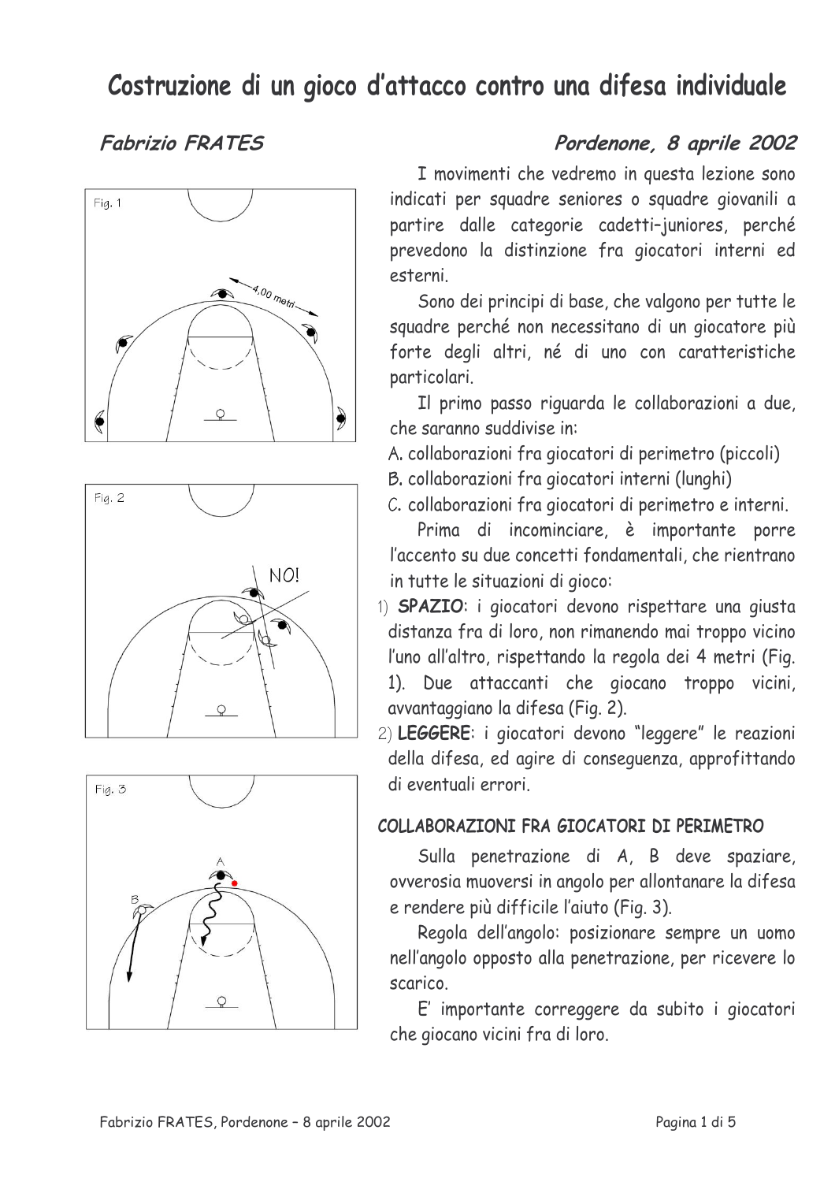# Costruzione di un gioco d'attacco contro una difesa individuale

***Fabrizio FRATES*** ***Pordenone, 8 aprile 2002***

I movimenti che vedremo in questa lezione sono indicati per squadre seniores o squadre giovanili a partire dalle categorie cadetti–juniores, perché prevedono la distinzione fra giocatori interni ed esterni.

Sono dei principi di base, che valgono per tutte le squadre perché non necessitano di un giocatore più forte degli altri, né di uno con caratteristiche particolari.

Il primo passo riguarda le collaborazioni a due, che saranno suddivise in:

A. collaborazioni fra giocatori di perimetro (piccoli)
B. collaborazioni fra giocatori interni (lunghi)
C. collaborazioni fra giocatori di perimetro e interni.

Prima di incominciare, è importante porre l'accento su due concetti fondamentali, che rientrano in tutte le situazioni di gioco:

1) **SPAZIO**: i giocatori devono rispettare una giusta distanza fra di loro, non rimanendo mai troppo vicino l'uno all'altro, rispettando la regola dei 4 metri (Fig. 1). Due attaccanti che giocano troppo vicini, avvantaggiano la difesa (Fig. 2).
2) **LEGGERE**: i giocatori devono "leggere" le reazioni della difesa, ed agire di conseguenza, approfittando di eventuali errori.

Fig. 1

Fig. 2

Fig. 3

### COLLABORAZIONI FRA GIOCATORI DI PERIMETRO

Sulla penetrazione di A, B deve spaziare, ovverosia muoversi in angolo per allontanare la difesa e rendere più difficile l'aiuto (Fig. 3).

Regola dell'angolo: posizionare sempre un uomo nell'angolo opposto alla penetrazione, per ricevere lo scarico.

E' importante correggere da subito i giocatori che giocano vicini fra di loro.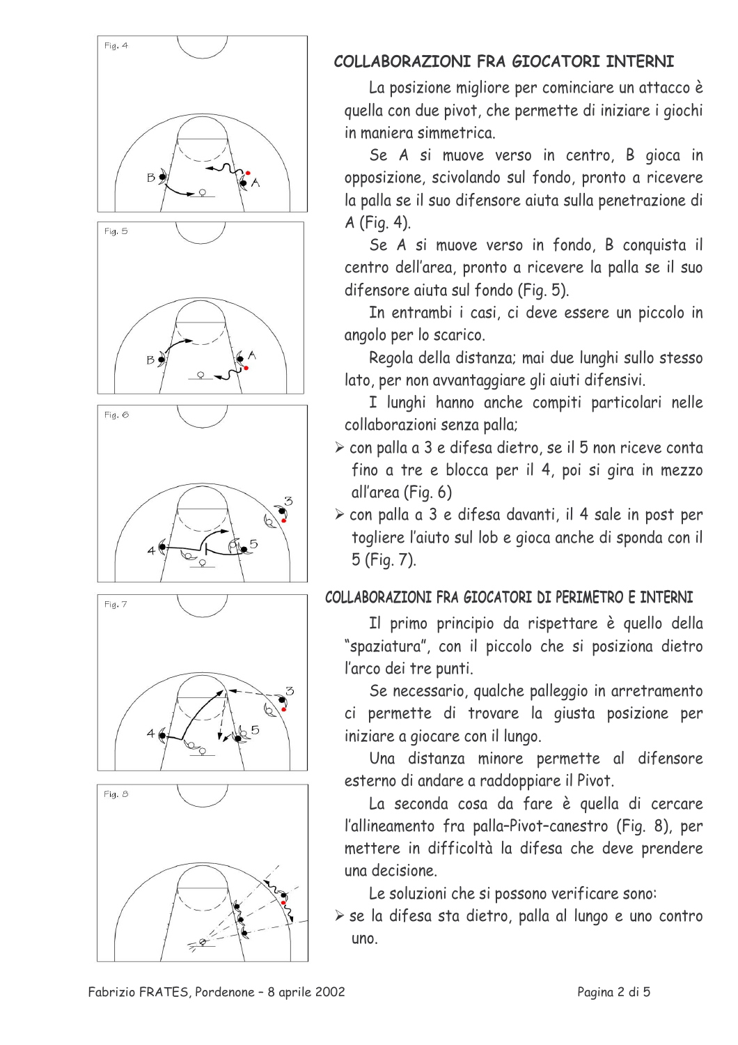## COLLABORAZIONI FRA GIOCATORI INTERNI

La posizione migliore per cominciare un attacco è quella con due pivot, che permette di iniziare i giochi in maniera simmetrica.

Se A si muove verso in centro, B gioca in opposizione, scivolando sul fondo, pronto a ricevere la palla se il suo difensore aiuta sulla penetrazione di A (Fig. 4).

Se A si muove verso in fondo, B conquista il centro dell'area, pronto a ricevere la palla se il suo difensore aiuta sul fondo (Fig. 5).

In entrambi i casi, ci deve essere un piccolo in angolo per lo scarico.

Regola della distanza; mai due lunghi sullo stesso lato, per non avvantaggiare gli aiuti difensivi.

I lunghi hanno anche compiti particolari nelle collaborazioni senza palla;

- con palla a 3 e difesa dietro, se il 5 non riceve conta fino a tre e blocca per il 4, poi si gira in mezzo all'area (Fig. 6)
- con palla a 3 e difesa davanti, il 4 sale in post per togliere l'aiuto sul lob e gioca anche di sponda con il 5 (Fig. 7).

## COLLABORAZIONI FRA GIOCATORI DI PERIMETRO E INTERNI

Il primo principio da rispettare è quello della "spaziatura", con il piccolo che si posiziona dietro l'arco dei tre punti.

Se necessario, qualche palleggio in arretramento ci permette di trovare la giusta posizione per iniziare a giocare con il lungo.

Una distanza minore permette al difensore esterno di andare a raddoppiare il Pivot.

La seconda cosa da fare è quella di cercare l'allineamento fra palla–Pivot–canestro (Fig. 8), per mettere in difficoltà la difesa che deve prendere una decisione.

Le soluzioni che si possono verificare sono:

- se la difesa sta dietro, palla al lungo e uno contro uno.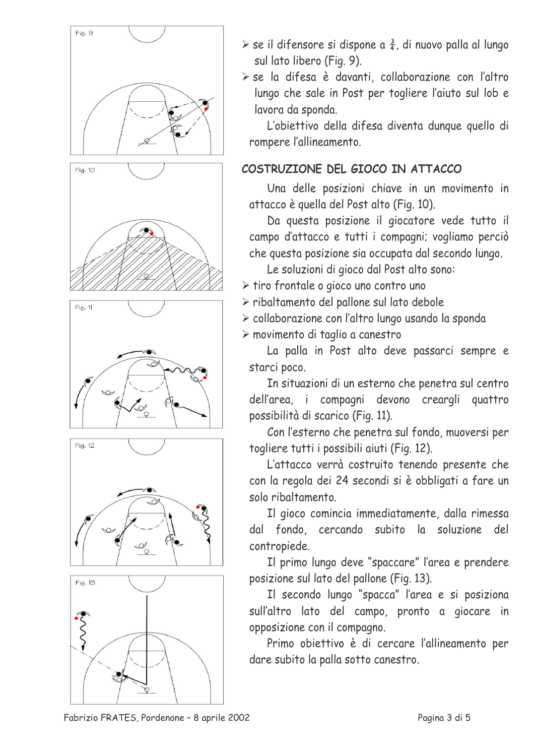Fig. 9

Fig. 10

Fig. 11

Fig. 12

Fig. 13

- se il difensore si dispone a $\frac{3}{4}$, di nuovo palla al lungo sul lato libero (Fig. 9).
- se la difesa è davanti, collaborazione con l'altro lungo che sale in Post per togliere l'aiuto sul lob e lavora da sponda.

L'obiettivo della difesa diventa dunque quello di rompere l'allineamento.

## COSTRUZIONE DEL GIOCO IN ATTACCO

Una delle posizioni chiave in un movimento in attacco è quella del Post alto (Fig. 10).

Da questa posizione il giocatore vede tutto il campo d'attacco e tutti i compagni; vogliamo perciò che questa posizione sia occupata dal secondo lungo.

Le soluzioni di gioco dal Post alto sono:

- tiro frontale o gioco uno contro uno
- ribaltamento del pallone sul lato debole
- collaborazione con l'altro lungo usando la sponda
- movimento di taglio a canestro

La palla in Post alto deve passarci sempre e starci poco.

In situazioni di un esterno che penetra sul centro dell'area, i compagni devono creargli quattro possibilità di scarico (Fig. 11).

Con l'esterno che penetra sul fondo, muoversi per togliere tutti i possibili aiuti (Fig. 12).

L'attacco verrà costruito tenendo presente che con la regola dei 24 secondi si è obbligati a fare un solo ribaltamento.

Il gioco comincia immediatamente, dalla rimessa dal fondo, cercando subito la soluzione del contropiede.

Il primo lungo deve "spaccare" l'area e prendere posizione sul lato del pallone (Fig. 13).

Il secondo lungo "spacca" l'area e si posiziona sull'altro lato del campo, pronto a giocare in opposizione con il compagno.

Primo obiettivo è di cercare l'allineamento per dare subito la palla sotto canestro.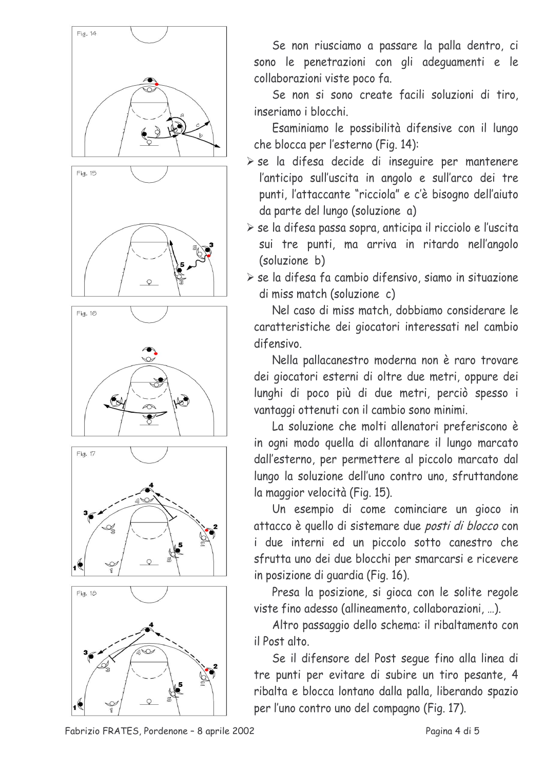Se non riusciamo a passare la palla dentro, ci sono le penetrazioni con gli adeguamenti e le collaborazioni viste poco fa.

Se non si sono create facili soluzioni di tiro, inseriamo i blocchi.

Esaminiamo le possibilità difensive con il lungo che blocca per l'esterno (Fig. 14):

- se la difesa decide di inseguire per mantenere l'anticipo sull'uscita in angolo e sull'arco dei tre punti, l'attaccante "ricciola" e c'è bisogno dell'aiuto da parte del lungo (soluzione a)
- se la difesa passa sopra, anticipa il ricciolo e l'uscita sui tre punti, ma arriva in ritardo nell'angolo (soluzione b)
- se la difesa fa cambio difensivo, siamo in situazione di miss match (soluzione c)

Nel caso di miss match, dobbiamo considerare le caratteristiche dei giocatori interessati nel cambio difensivo.

Nella pallacanestro moderna non è raro trovare dei giocatori esterni di oltre due metri, oppure dei lunghi di poco più di due metri, perciò spesso i vantaggi ottenuti con il cambio sono minimi.

La soluzione che molti allenatori preferiscono è in ogni modo quella di allontanare il lungo marcato dall'esterno, per permettere al piccolo marcato dal lungo la soluzione dell'uno contro uno, sfruttandone la maggior velocità (Fig. 15).

Un esempio di come cominciare un gioco in attacco è quello di sistemare due *posti di blocco* con i due interni ed un piccolo sotto canestro che sfrutta uno dei due blocchi per smarcarsi e ricevere in posizione di guardia (Fig. 16).

Presa la posizione, si gioca con le solite regole viste fino adesso (allineamento, collaborazioni, …).

Altro passaggio dello schema: il ribaltamento con il Post alto.

Se il difensore del Post segue fino alla linea di tre punti per evitare di subire un tiro pesante, 4 ribalta e blocca lontano dalla palla, liberando spazio per l'uno contro uno del compagno (Fig. 17).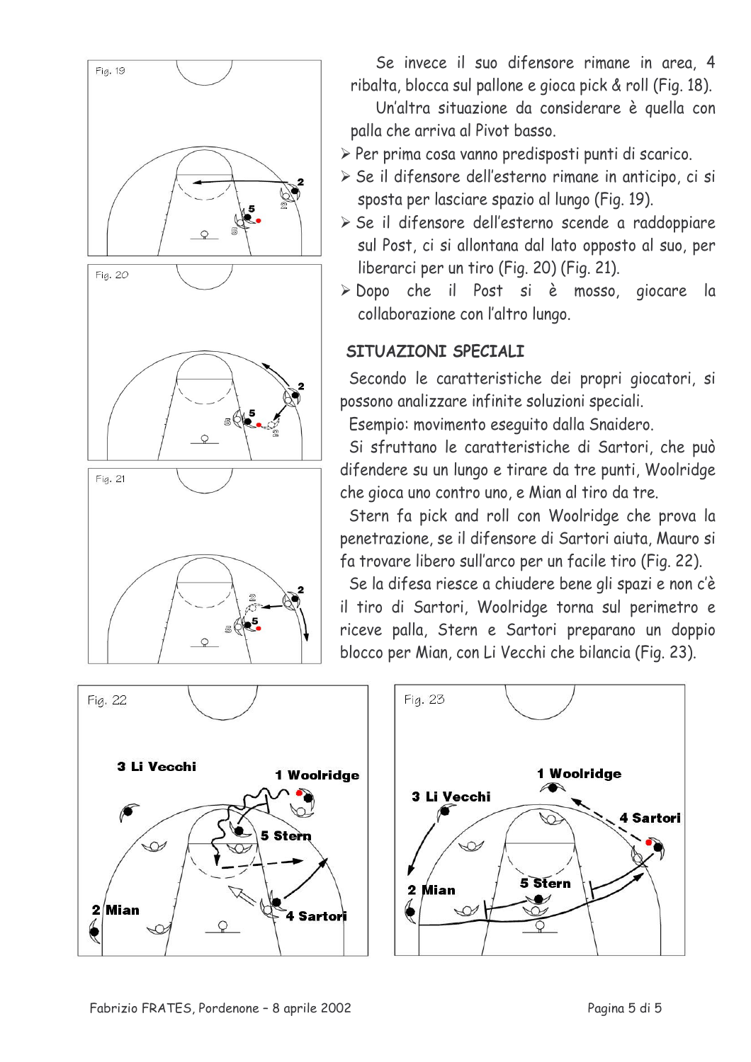Se invece il suo difensore rimane in area, 4 ribalta, blocca sul pallone e gioca pick & roll (Fig. 18).

Un'altra situazione da considerare è quella con palla che arriva al Pivot basso.

- Per prima cosa vanno predisposti punti di scarico.
- Se il difensore dell'esterno rimane in anticipo, ci si sposta per lasciare spazio al lungo (Fig. 19).
- Se il difensore dell'esterno scende a raddoppiare sul Post, ci si allontana dal lato opposto al suo, per liberarci per un tiro (Fig. 20) (Fig. 21).
- Dopo che il Post si è mosso, giocare la collaborazione con l'altro lungo.

Fig. 19

Fig. 20

Fig. 21

## SITUAZIONI SPECIALI

Secondo le caratteristiche dei propri giocatori, si possono analizzare infinite soluzioni speciali.

Esempio: movimento eseguito dalla Snaidero.

Si sfruttano le caratteristiche di Sartori, che può difendere su un lungo e tirare da tre punti, Woolridge che gioca uno contro uno, e Mian al tiro da tre.

Stern fa pick and roll con Woolridge che prova la penetrazione, se il difensore di Sartori aiuta, Mauro si fa trovare libero sull'arco per un facile tiro (Fig. 22).

Se la difesa riesce a chiudere bene gli spazi e non c'è il tiro di Sartori, Woolridge torna sul perimetro e riceve palla, Stern e Sartori preparano un doppio blocco per Mian, con Li Vecchi che bilancia (Fig. 23).

Fig. 22

3 Li Vecchi
1 Woolridge
5 Stern
2 Mian
4 Sartori

Fig. 23

1 Woolridge
3 Li Vecchi
4 Sartori
5 Stern
2 Mian